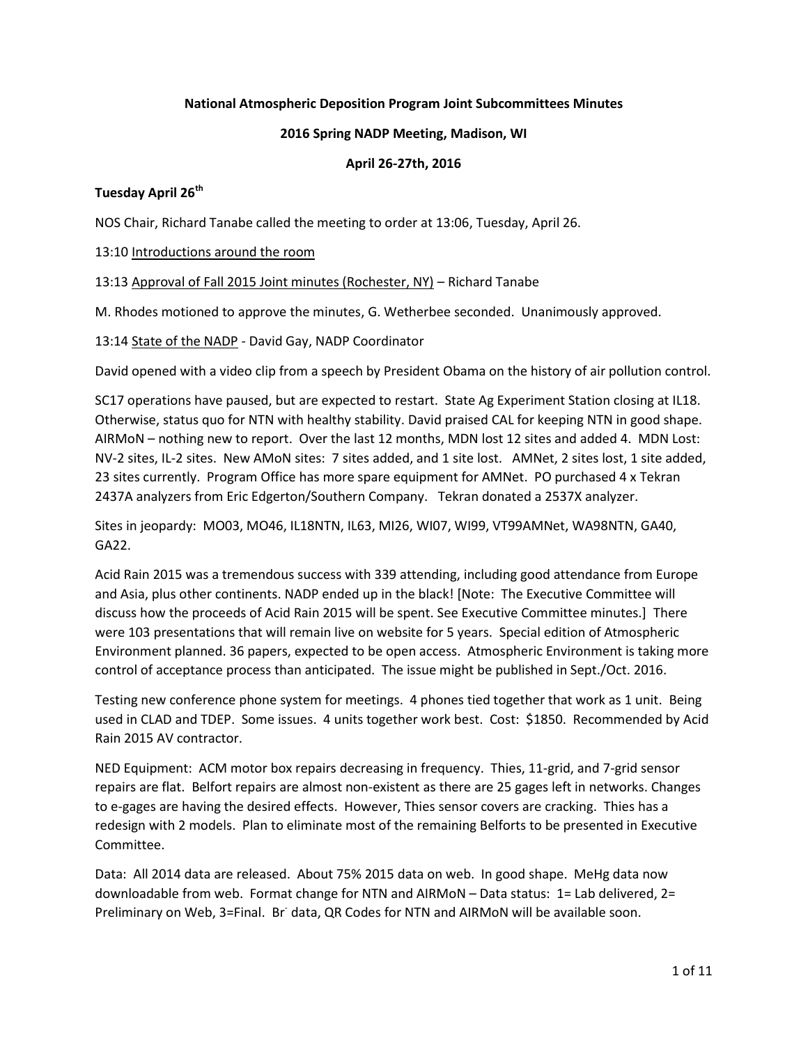**National Atmospheric Deposition Program Joint Subcommittees Minutes**

**2016 Spring NADP Meeting, Madison, WI**

**April 26-27th, 2016**

**Tuesday April 26th**

NOS Chair, Richard Tanabe called the meeting to order at 13:06, Tuesday, April 26.

13:10 Introductions around the room

13:13 Approval of Fall 2015 Joint minutes (Rochester, NY) – Richard Tanabe

M. Rhodes motioned to approve the minutes, G. Wetherbee seconded. Unanimously approved.

13:14 State of the NADP - David Gay, NADP Coordinator

David opened with a video clip from a speech by President Obama on the history of air pollution control.

SC17 operations have paused, but are expected to restart. State Ag Experiment Station closing at IL18. Otherwise, status quo for NTN with healthy stability. David praised CAL for keeping NTN in good shape. AIRMoN – nothing new to report. Over the last 12 months, MDN lost 12 sites and added 4. MDN Lost: NV-2 sites, IL-2 sites. New AMoN sites: 7 sites added, and 1 site lost. AMNet, 2 sites lost, 1 site added, 23 sites currently. Program Office has more spare equipment for AMNet. PO purchased 4 x Tekran 2437A analyzers from Eric Edgerton/Southern Company. Tekran donated a 2537X analyzer.

Sites in jeopardy: MO03, MO46, IL18NTN, IL63, MI26, WI07, WI99, VT99AMNet, WA98NTN, GA40, GA22.

Acid Rain 2015 was a tremendous success with 339 attending, including good attendance from Europe and Asia, plus other continents. NADP ended up in the black! [Note: The Executive Committee will discuss how the proceeds of Acid Rain 2015 will be spent. See Executive Committee minutes.] There were 103 presentations that will remain live on website for 5 years. Special edition of Atmospheric Environment planned. 36 papers, expected to be open access. Atmospheric Environment is taking more control of acceptance process than anticipated. The issue might be published in Sept./Oct. 2016.

Testing new conference phone system for meetings. 4 phones tied together that work as 1 unit. Being used in CLAD and TDEP. Some issues. 4 units together work best. Cost: $1850. Recommended by Acid Rain 2015 AV contractor.

NED Equipment: ACM motor box repairs decreasing in frequency. Thies, 11-grid, and 7-grid sensor repairs are flat. Belfort repairs are almost non-existent as there are 25 gages left in networks. Changes to e-gages are having the desired effects. However, Thies sensor covers are cracking. Thies has a redesign with 2 models. Plan to eliminate most of the remaining Belforts to be presented in Executive Committee.

Data: All 2014 data are released. About 75% 2015 data on web. In good shape. MeHg data now downloadable from web. Format change for NTN and AIRMoN – Data status: 1= Lab delivered, 2= Preliminary on Web, 3=Final. $Br^-$ data, QR Codes for NTN and AIRMoN will be available soon.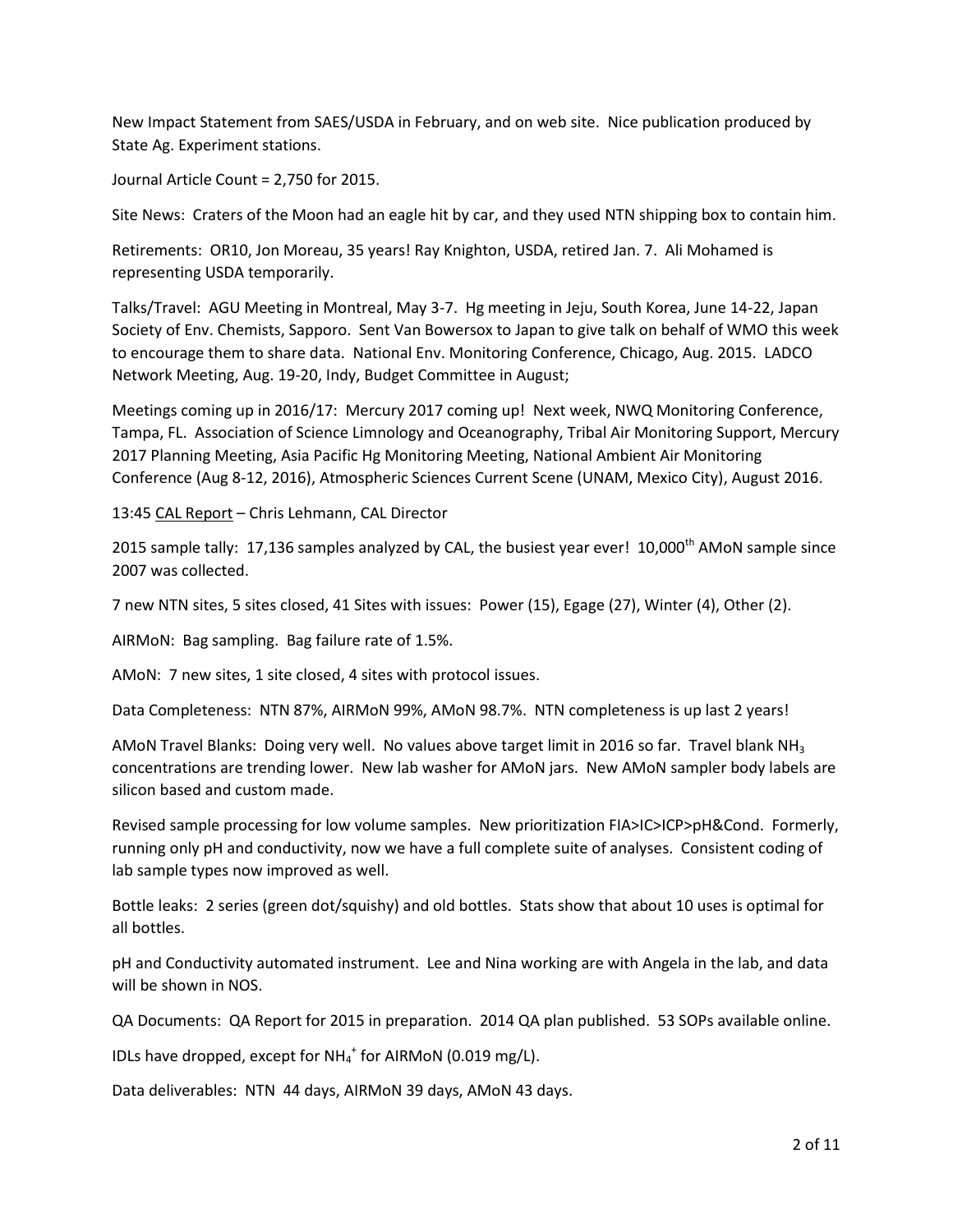New Impact Statement from SAES/USDA in February, and on web site. Nice publication produced by State Ag. Experiment stations.

Journal Article Count = 2,750 for 2015.

Site News: Craters of the Moon had an eagle hit by car, and they used NTN shipping box to contain him.

Retirements: OR10, Jon Moreau, 35 years! Ray Knighton, USDA, retired Jan. 7. Ali Mohamed is representing USDA temporarily.

Talks/Travel: AGU Meeting in Montreal, May 3-7. Hg meeting in Jeju, South Korea, June 14-22, Japan Society of Env. Chemists, Sapporo. Sent Van Bowersox to Japan to give talk on behalf of WMO this week to encourage them to share data. National Env. Monitoring Conference, Chicago, Aug. 2015. LADCO Network Meeting, Aug. 19-20, Indy, Budget Committee in August;

Meetings coming up in 2016/17: Mercury 2017 coming up! Next week, NWQ Monitoring Conference, Tampa, FL. Association of Science Limnology and Oceanography, Tribal Air Monitoring Support, Mercury 2017 Planning Meeting, Asia Pacific Hg Monitoring Meeting, National Ambient Air Monitoring Conference (Aug 8-12, 2016), Atmospheric Sciences Current Scene (UNAM, Mexico City), August 2016.

13:45 CAL Report – Chris Lehmann, CAL Director

2015 sample tally: 17,136 samples analyzed by CAL, the busiest year ever! 10,000th AMoN sample since 2007 was collected.

7 new NTN sites, 5 sites closed, 41 Sites with issues: Power (15), Egage (27), Winter (4), Other (2).

AIRMoN: Bag sampling. Bag failure rate of 1.5%.

AMoN: 7 new sites, 1 site closed, 4 sites with protocol issues.

Data Completeness: NTN 87%, AIRMoN 99%, AMoN 98.7%. NTN completeness is up last 2 years!

AMoN Travel Blanks: Doing very well. No values above target limit in 2016 so far. Travel blank $NH_3$ concentrations are trending lower. New lab washer for AMoN jars. New AMoN sampler body labels are silicon based and custom made.

Revised sample processing for low volume samples. New prioritization FIA>IC>ICP>pH&Cond. Formerly, running only pH and conductivity, now we have a full complete suite of analyses. Consistent coding of lab sample types now improved as well.

Bottle leaks: 2 series (green dot/squishy) and old bottles. Stats show that about 10 uses is optimal for all bottles.

pH and Conductivity automated instrument. Lee and Nina working are with Angela in the lab, and data will be shown in NOS.

QA Documents: QA Report for 2015 in preparation. 2014 QA plan published. 53 SOPs available online.

IDLs have dropped, except for $NH_4^+$ for AIRMoN (0.019 mg/L).

Data deliverables: NTN 44 days, AIRMoN 39 days, AMoN 43 days.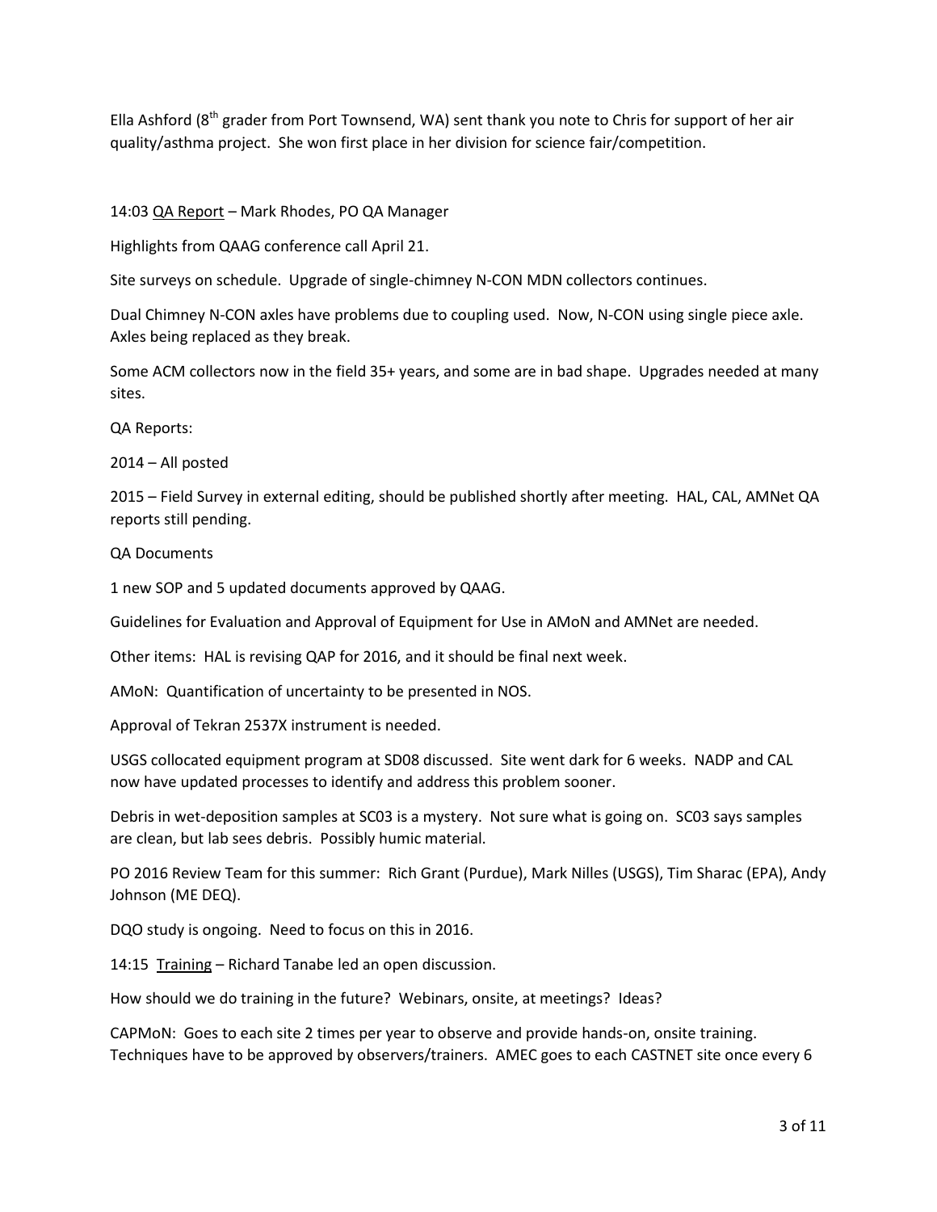Ella Ashford (8th grader from Port Townsend, WA) sent thank you note to Chris for support of her air quality/asthma project. She won first place in her division for science fair/competition.

14:03 QA Report – Mark Rhodes, PO QA Manager

Highlights from QAAG conference call April 21.

Site surveys on schedule. Upgrade of single-chimney N-CON MDN collectors continues.

Dual Chimney N-CON axles have problems due to coupling used. Now, N-CON using single piece axle. Axles being replaced as they break.

Some ACM collectors now in the field 35+ years, and some are in bad shape. Upgrades needed at many sites.

QA Reports:

2014 – All posted

2015 – Field Survey in external editing, should be published shortly after meeting. HAL, CAL, AMNet QA reports still pending.

QA Documents

1 new SOP and 5 updated documents approved by QAAG.

Guidelines for Evaluation and Approval of Equipment for Use in AMoN and AMNet are needed.

Other items: HAL is revising QAP for 2016, and it should be final next week.

AMoN: Quantification of uncertainty to be presented in NOS.

Approval of Tekran 2537X instrument is needed.

USGS collocated equipment program at SD08 discussed. Site went dark for 6 weeks. NADP and CAL now have updated processes to identify and address this problem sooner.

Debris in wet-deposition samples at SC03 is a mystery. Not sure what is going on. SC03 says samples are clean, but lab sees debris. Possibly humic material.

PO 2016 Review Team for this summer: Rich Grant (Purdue), Mark Nilles (USGS), Tim Sharac (EPA), Andy Johnson (ME DEQ).

DQO study is ongoing. Need to focus on this in 2016.

14:15 Training – Richard Tanabe led an open discussion.

How should we do training in the future? Webinars, onsite, at meetings? Ideas?

CAPMoN: Goes to each site 2 times per year to observe and provide hands-on, onsite training. Techniques have to be approved by observers/trainers. AMEC goes to each CASTNET site once every 6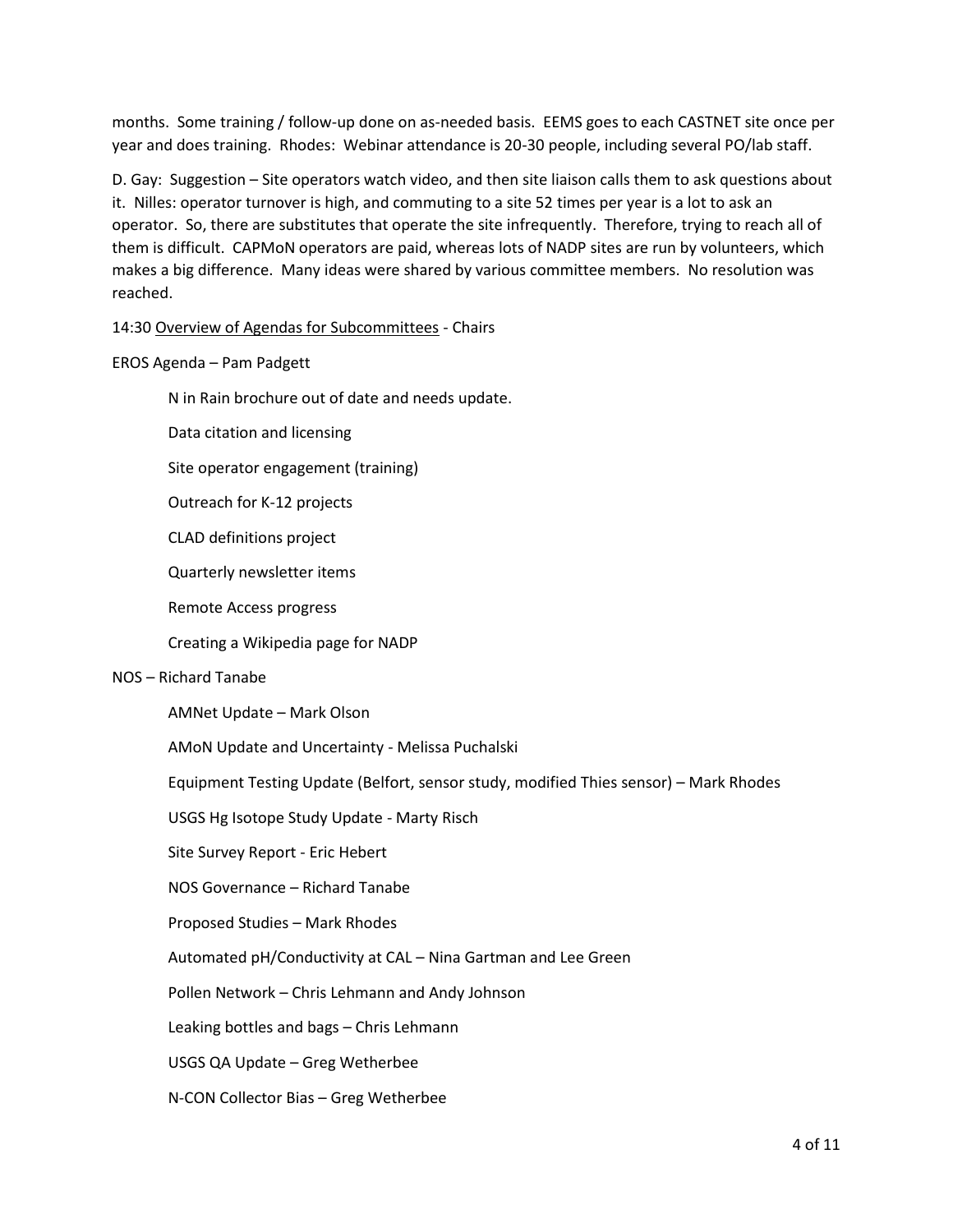months. Some training / follow-up done on as-needed basis. EEMS goes to each CASTNET site once per year and does training. Rhodes: Webinar attendance is 20-30 people, including several PO/lab staff.

D. Gay: Suggestion – Site operators watch video, and then site liaison calls them to ask questions about it. Nilles: operator turnover is high, and commuting to a site 52 times per year is a lot to ask an operator. So, there are substitutes that operate the site infrequently. Therefore, trying to reach all of them is difficult. CAPMoN operators are paid, whereas lots of NADP sites are run by volunteers, which makes a big difference. Many ideas were shared by various committee members. No resolution was reached.

14:30 Overview of Agendas for Subcommittees - Chairs

EROS Agenda – Pam Padgett

- N in Rain brochure out of date and needs update.
- Data citation and licensing
- Site operator engagement (training)
- Outreach for K-12 projects
- CLAD definitions project
- Quarterly newsletter items
- Remote Access progress
- Creating a Wikipedia page for NADP

NOS – Richard Tanabe

- AMNet Update – Mark Olson
- AMoN Update and Uncertainty - Melissa Puchalski
- Equipment Testing Update (Belfort, sensor study, modified Thies sensor) – Mark Rhodes
- USGS Hg Isotope Study Update - Marty Risch
- Site Survey Report - Eric Hebert
- NOS Governance – Richard Tanabe
- Proposed Studies – Mark Rhodes
- Automated pH/Conductivity at CAL – Nina Gartman and Lee Green
- Pollen Network – Chris Lehmann and Andy Johnson
- Leaking bottles and bags – Chris Lehmann
- USGS QA Update – Greg Wetherbee
- N-CON Collector Bias – Greg Wetherbee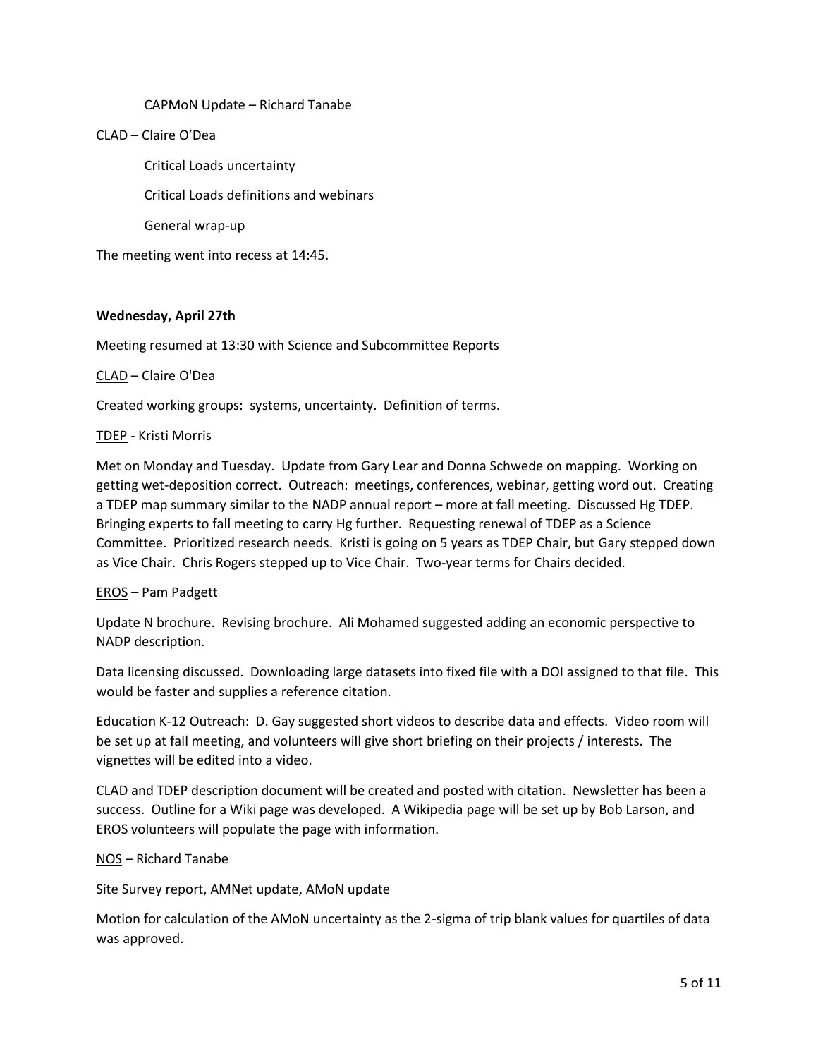CAPMoN Update – Richard Tanabe

CLAD – Claire O'Dea

Critical Loads uncertainty

Critical Loads definitions and webinars

General wrap-up

The meeting went into recess at 14:45.

**Wednesday, April 27th**

Meeting resumed at 13:30 with Science and Subcommittee Reports

<u>CLAD</u> – Claire O'Dea

Created working groups: systems, uncertainty. Definition of terms.

<u>TDEP</u> - Kristi Morris

Met on Monday and Tuesday. Update from Gary Lear and Donna Schwede on mapping. Working on getting wet-deposition correct. Outreach: meetings, conferences, webinar, getting word out. Creating a TDEP map summary similar to the NADP annual report – more at fall meeting. Discussed Hg TDEP. Bringing experts to fall meeting to carry Hg further. Requesting renewal of TDEP as a Science Committee. Prioritized research needs. Kristi is going on 5 years as TDEP Chair, but Gary stepped down as Vice Chair. Chris Rogers stepped up to Vice Chair. Two-year terms for Chairs decided.

<u>EROS</u> – Pam Padgett

Update N brochure. Revising brochure. Ali Mohamed suggested adding an economic perspective to NADP description.

Data licensing discussed. Downloading large datasets into fixed file with a DOI assigned to that file. This would be faster and supplies a reference citation.

Education K-12 Outreach: D. Gay suggested short videos to describe data and effects. Video room will be set up at fall meeting, and volunteers will give short briefing on their projects / interests. The vignettes will be edited into a video.

CLAD and TDEP description document will be created and posted with citation. Newsletter has been a success. Outline for a Wiki page was developed. A Wikipedia page will be set up by Bob Larson, and EROS volunteers will populate the page with information.

<u>NOS</u> – Richard Tanabe

Site Survey report, AMNet update, AMoN update

Motion for calculation of the AMoN uncertainty as the 2-sigma of trip blank values for quartiles of data was approved.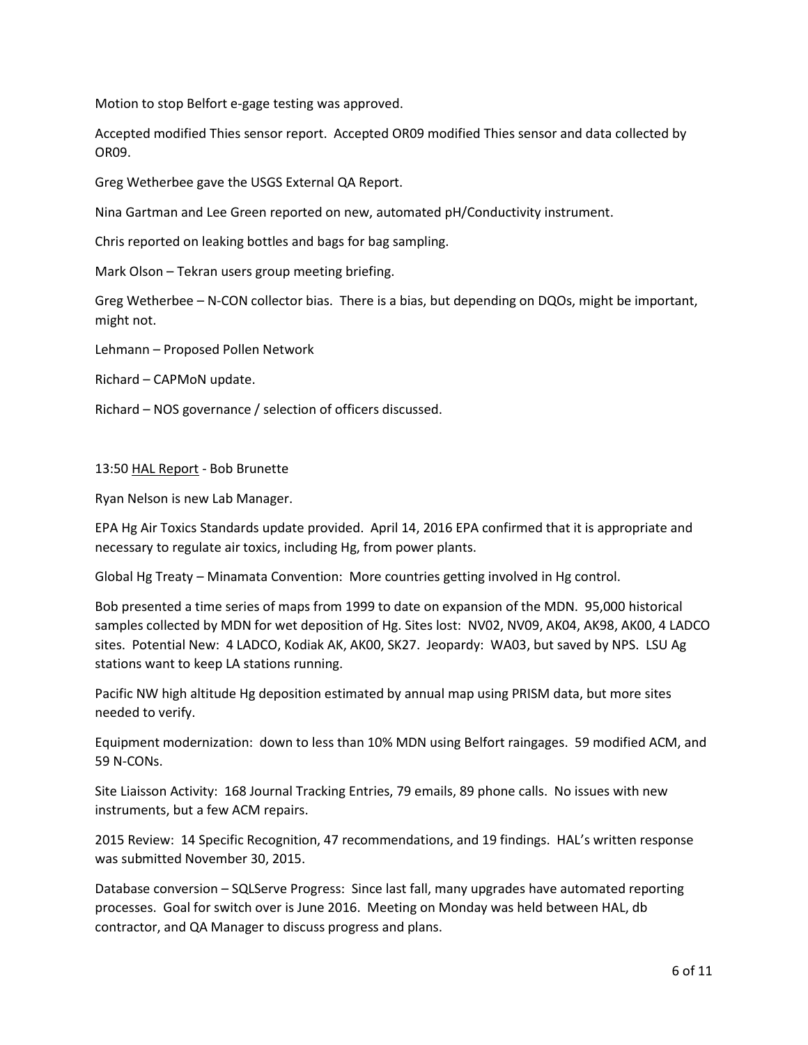Motion to stop Belfort e-gage testing was approved.

Accepted modified Thies sensor report. Accepted OR09 modified Thies sensor and data collected by OR09.

Greg Wetherbee gave the USGS External QA Report.

Nina Gartman and Lee Green reported on new, automated pH/Conductivity instrument.

Chris reported on leaking bottles and bags for bag sampling.

Mark Olson – Tekran users group meeting briefing.

Greg Wetherbee – N-CON collector bias. There is a bias, but depending on DQOs, might be important, might not.

Lehmann – Proposed Pollen Network

Richard – CAPMoN update.

Richard – NOS governance / selection of officers discussed.

13:50 <u>HAL Report</u> - Bob Brunette

Ryan Nelson is new Lab Manager.

EPA Hg Air Toxics Standards update provided. April 14, 2016 EPA confirmed that it is appropriate and necessary to regulate air toxics, including Hg, from power plants.

Global Hg Treaty – Minamata Convention: More countries getting involved in Hg control.

Bob presented a time series of maps from 1999 to date on expansion of the MDN. 95,000 historical samples collected by MDN for wet deposition of Hg. Sites lost: NV02, NV09, AK04, AK98, AK00, 4 LADCO sites. Potential New: 4 LADCO, Kodiak AK, AK00, SK27. Jeopardy: WA03, but saved by NPS. LSU Ag stations want to keep LA stations running.

Pacific NW high altitude Hg deposition estimated by annual map using PRISM data, but more sites needed to verify.

Equipment modernization: down to less than 10% MDN using Belfort raingages. 59 modified ACM, and 59 N-CONs.

Site Liaisson Activity: 168 Journal Tracking Entries, 79 emails, 89 phone calls. No issues with new instruments, but a few ACM repairs.

2015 Review: 14 Specific Recognition, 47 recommendations, and 19 findings. HAL's written response was submitted November 30, 2015.

Database conversion – SQLServe Progress: Since last fall, many upgrades have automated reporting processes. Goal for switch over is June 2016. Meeting on Monday was held between HAL, db contractor, and QA Manager to discuss progress and plans.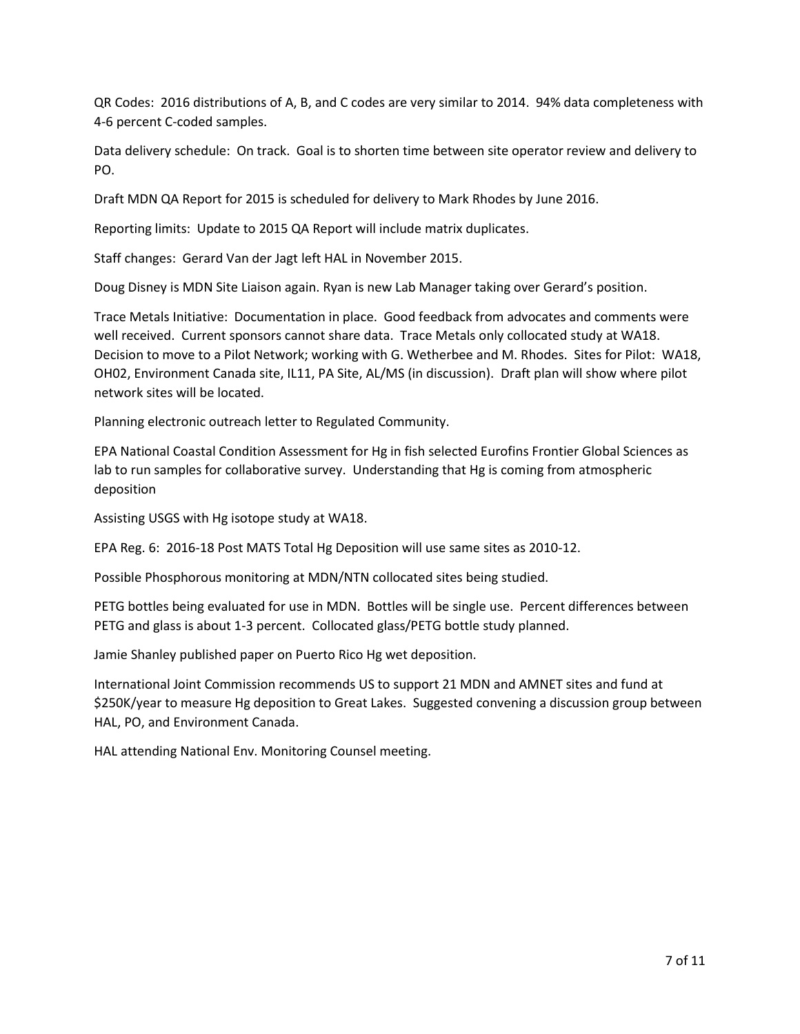QR Codes: 2016 distributions of A, B, and C codes are very similar to 2014. 94% data completeness with 4-6 percent C-coded samples.

Data delivery schedule: On track. Goal is to shorten time between site operator review and delivery to PO.

Draft MDN QA Report for 2015 is scheduled for delivery to Mark Rhodes by June 2016.

Reporting limits: Update to 2015 QA Report will include matrix duplicates.

Staff changes: Gerard Van der Jagt left HAL in November 2015.

Doug Disney is MDN Site Liaison again. Ryan is new Lab Manager taking over Gerard's position.

Trace Metals Initiative: Documentation in place. Good feedback from advocates and comments were well received. Current sponsors cannot share data. Trace Metals only collocated study at WA18. Decision to move to a Pilot Network; working with G. Wetherbee and M. Rhodes. Sites for Pilot: WA18, OH02, Environment Canada site, IL11, PA Site, AL/MS (in discussion). Draft plan will show where pilot network sites will be located.

Planning electronic outreach letter to Regulated Community.

EPA National Coastal Condition Assessment for Hg in fish selected Eurofins Frontier Global Sciences as lab to run samples for collaborative survey. Understanding that Hg is coming from atmospheric deposition

Assisting USGS with Hg isotope study at WA18.

EPA Reg. 6: 2016-18 Post MATS Total Hg Deposition will use same sites as 2010-12.

Possible Phosphorous monitoring at MDN/NTN collocated sites being studied.

PETG bottles being evaluated for use in MDN. Bottles will be single use. Percent differences between PETG and glass is about 1-3 percent. Collocated glass/PETG bottle study planned.

Jamie Shanley published paper on Puerto Rico Hg wet deposition.

International Joint Commission recommends US to support 21 MDN and AMNET sites and fund at $250K/year to measure Hg deposition to Great Lakes. Suggested convening a discussion group between HAL, PO, and Environment Canada.

HAL attending National Env. Monitoring Counsel meeting.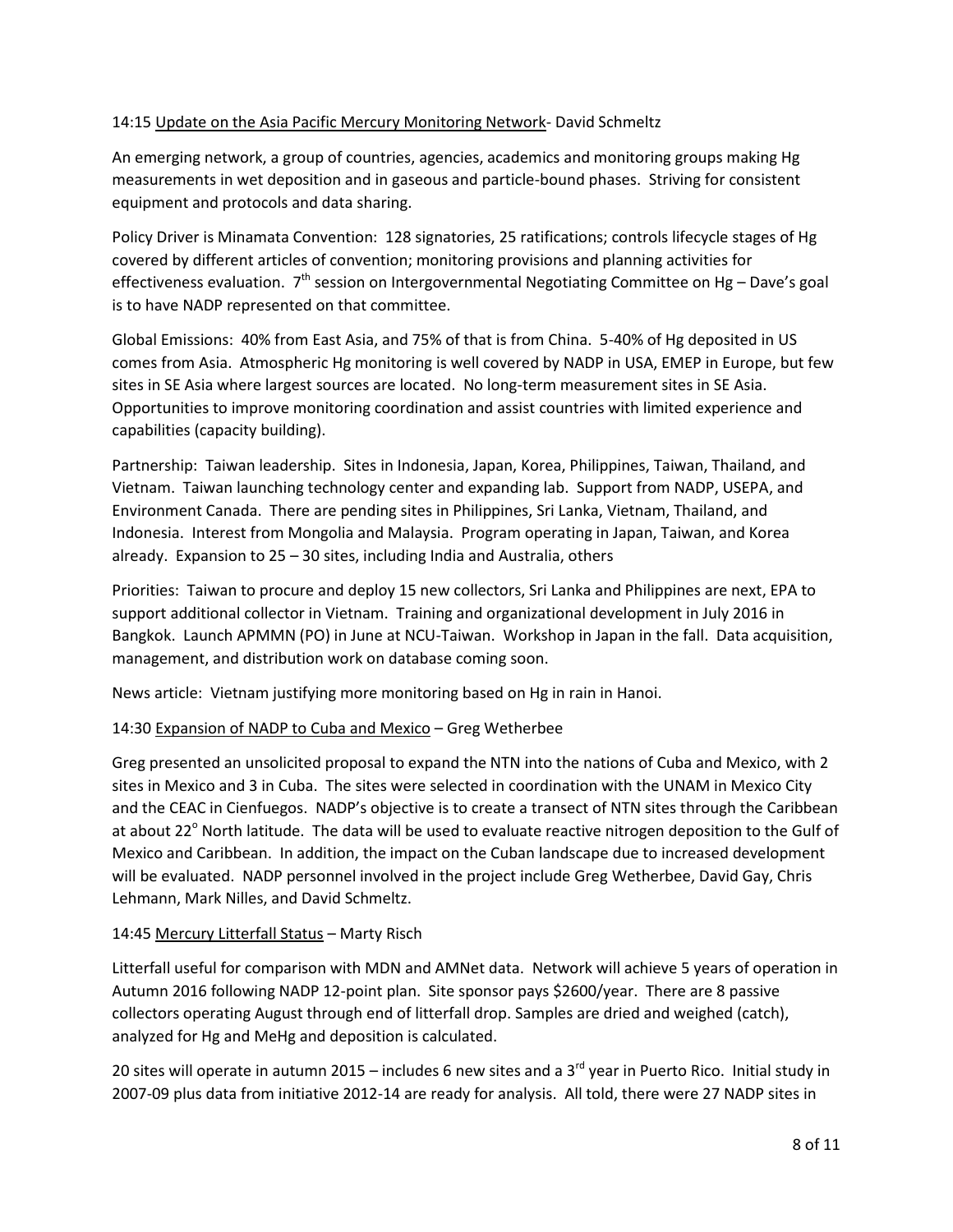14:15 Update on the Asia Pacific Mercury Monitoring Network- David Schmeltz

An emerging network, a group of countries, agencies, academics and monitoring groups making Hg measurements in wet deposition and in gaseous and particle-bound phases. Striving for consistent equipment and protocols and data sharing.

Policy Driver is Minamata Convention: 128 signatories, 25 ratifications; controls lifecycle stages of Hg covered by different articles of convention; monitoring provisions and planning activities for effectiveness evaluation. 7th session on Intergovernmental Negotiating Committee on Hg – Dave's goal is to have NADP represented on that committee.

Global Emissions: 40% from East Asia, and 75% of that is from China. 5-40% of Hg deposited in US comes from Asia. Atmospheric Hg monitoring is well covered by NADP in USA, EMEP in Europe, but few sites in SE Asia where largest sources are located. No long-term measurement sites in SE Asia. Opportunities to improve monitoring coordination and assist countries with limited experience and capabilities (capacity building).

Partnership: Taiwan leadership. Sites in Indonesia, Japan, Korea, Philippines, Taiwan, Thailand, and Vietnam. Taiwan launching technology center and expanding lab. Support from NADP, USEPA, and Environment Canada. There are pending sites in Philippines, Sri Lanka, Vietnam, Thailand, and Indonesia. Interest from Mongolia and Malaysia. Program operating in Japan, Taiwan, and Korea already. Expansion to 25 – 30 sites, including India and Australia, others

Priorities: Taiwan to procure and deploy 15 new collectors, Sri Lanka and Philippines are next, EPA to support additional collector in Vietnam. Training and organizational development in July 2016 in Bangkok. Launch APMMN (PO) in June at NCU-Taiwan. Workshop in Japan in the fall. Data acquisition, management, and distribution work on database coming soon.

News article: Vietnam justifying more monitoring based on Hg in rain in Hanoi.

14:30 Expansion of NADP to Cuba and Mexico – Greg Wetherbee

Greg presented an unsolicited proposal to expand the NTN into the nations of Cuba and Mexico, with 2 sites in Mexico and 3 in Cuba. The sites were selected in coordination with the UNAM in Mexico City and the CEAC in Cienfuegos. NADP's objective is to create a transect of NTN sites through the Caribbean at about 22° North latitude. The data will be used to evaluate reactive nitrogen deposition to the Gulf of Mexico and Caribbean. In addition, the impact on the Cuban landscape due to increased development will be evaluated. NADP personnel involved in the project include Greg Wetherbee, David Gay, Chris Lehmann, Mark Nilles, and David Schmeltz.

14:45 Mercury Litterfall Status – Marty Risch

Litterfall useful for comparison with MDN and AMNet data. Network will achieve 5 years of operation in Autumn 2016 following NADP 12-point plan. Site sponsor pays $2600/year. There are 8 passive collectors operating August through end of litterfall drop. Samples are dried and weighed (catch), analyzed for Hg and MeHg and deposition is calculated.

20 sites will operate in autumn 2015 – includes 6 new sites and a 3rd year in Puerto Rico. Initial study in 2007-09 plus data from initiative 2012-14 are ready for analysis. All told, there were 27 NADP sites in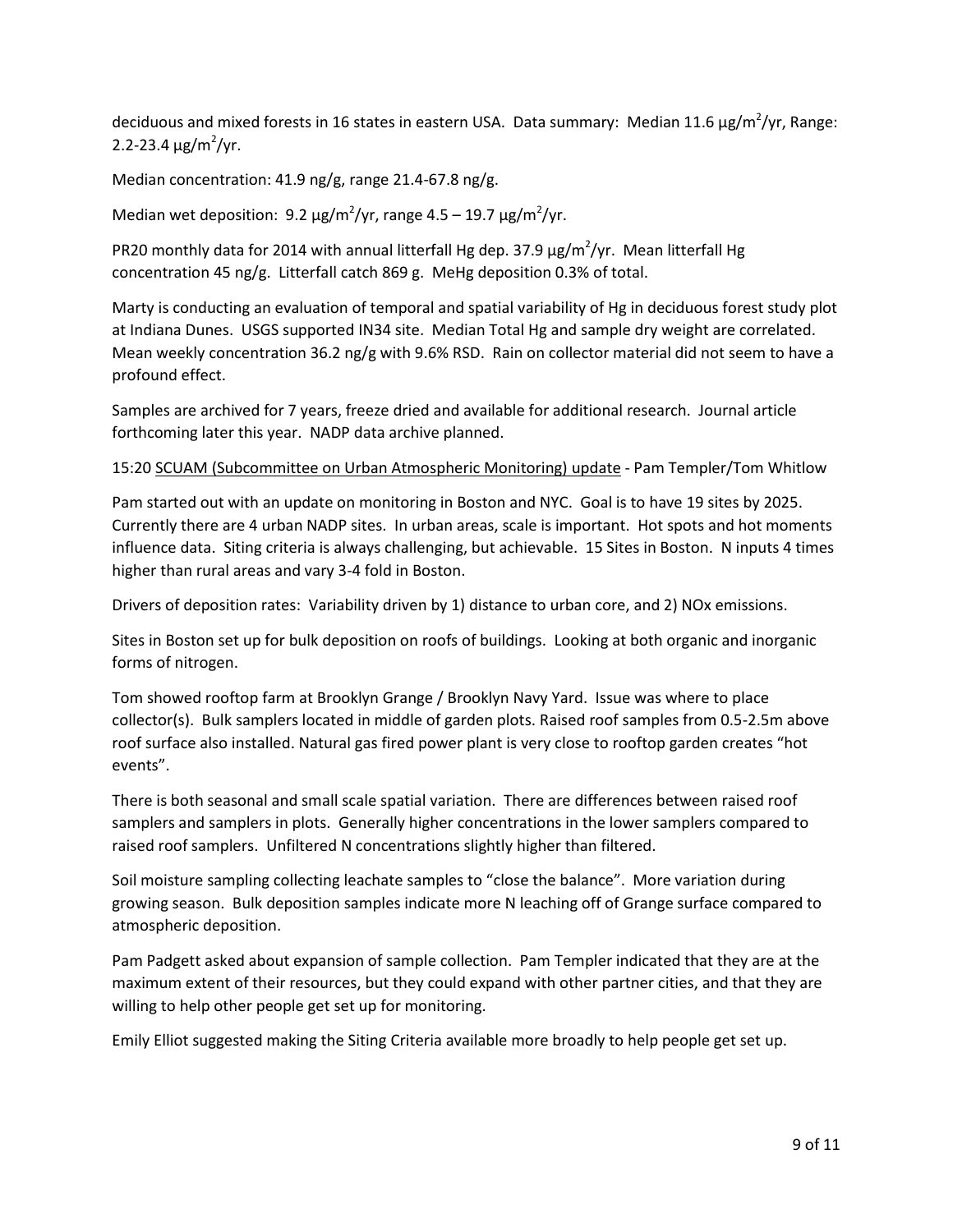deciduous and mixed forests in 16 states in eastern USA. Data summary: Median 11.6 $\mu g/m^2/yr$, Range: 2.2-23.4 $\mu g/m^2/yr$.

Median concentration: 41.9 ng/g, range 21.4-67.8 ng/g.

Median wet deposition: 9.2 $\mu g/m^2/yr$, range 4.5 – 19.7 $\mu g/m^2/yr$.

PR20 monthly data for 2014 with annual litterfall Hg dep. 37.9 $\mu g/m^2/yr$. Mean litterfall Hg concentration 45 ng/g. Litterfall catch 869 g. MeHg deposition 0.3% of total.

Marty is conducting an evaluation of temporal and spatial variability of Hg in deciduous forest study plot at Indiana Dunes. USGS supported IN34 site. Median Total Hg and sample dry weight are correlated. Mean weekly concentration 36.2 ng/g with 9.6% RSD. Rain on collector material did not seem to have a profound effect.

Samples are archived for 7 years, freeze dried and available for additional research. Journal article forthcoming later this year. NADP data archive planned.

15:20 SCUAM (Subcommittee on Urban Atmospheric Monitoring) update - Pam Templer/Tom Whitlow

Pam started out with an update on monitoring in Boston and NYC. Goal is to have 19 sites by 2025. Currently there are 4 urban NADP sites. In urban areas, scale is important. Hot spots and hot moments influence data. Siting criteria is always challenging, but achievable. 15 Sites in Boston. N inputs 4 times higher than rural areas and vary 3-4 fold in Boston.

Drivers of deposition rates: Variability driven by 1) distance to urban core, and 2) NOx emissions.

Sites in Boston set up for bulk deposition on roofs of buildings. Looking at both organic and inorganic forms of nitrogen.

Tom showed rooftop farm at Brooklyn Grange / Brooklyn Navy Yard. Issue was where to place collector(s). Bulk samplers located in middle of garden plots. Raised roof samples from 0.5-2.5m above roof surface also installed. Natural gas fired power plant is very close to rooftop garden creates "hot events".

There is both seasonal and small scale spatial variation. There are differences between raised roof samplers and samplers in plots. Generally higher concentrations in the lower samplers compared to raised roof samplers. Unfiltered N concentrations slightly higher than filtered.

Soil moisture sampling collecting leachate samples to "close the balance". More variation during growing season. Bulk deposition samples indicate more N leaching off of Grange surface compared to atmospheric deposition.

Pam Padgett asked about expansion of sample collection. Pam Templer indicated that they are at the maximum extent of their resources, but they could expand with other partner cities, and that they are willing to help other people get set up for monitoring.

Emily Elliot suggested making the Siting Criteria available more broadly to help people get set up.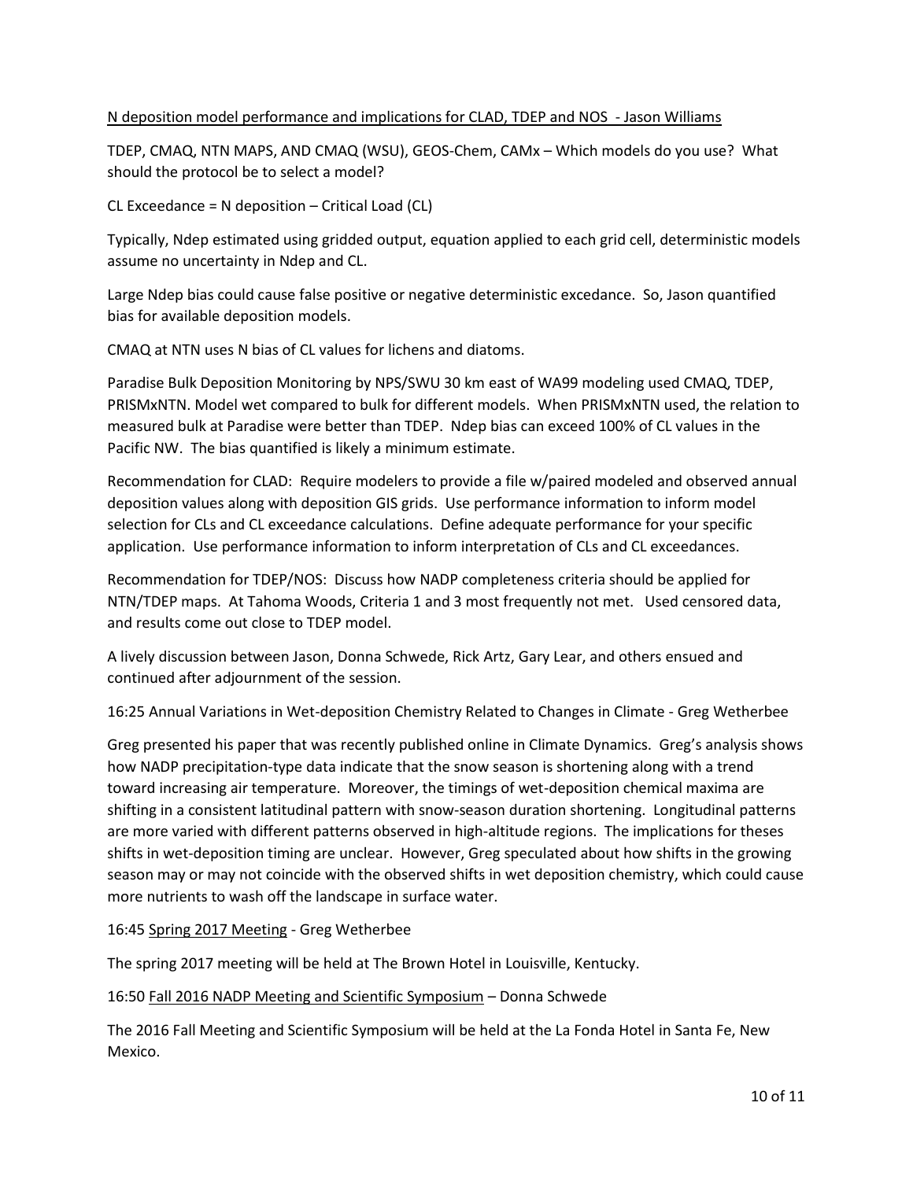<u>N deposition model performance and implications for CLAD, TDEP and NOS  - Jason Williams</u>

TDEP, CMAQ, NTN MAPS, AND CMAQ (WSU), GEOS-Chem, CAMx – Which models do you use?  What should the protocol be to select a model?

CL Exceedance = N deposition – Critical Load (CL)

Typically, Ndep estimated using gridded output, equation applied to each grid cell, deterministic models assume no uncertainty in Ndep and CL.

Large Ndep bias could cause false positive or negative deterministic excedance.  So, Jason quantified bias for available deposition models.

CMAQ at NTN uses N bias of CL values for lichens and diatoms.

Paradise Bulk Deposition Monitoring by NPS/SWU 30 km east of WA99 modeling used CMAQ, TDEP, PRISMxNTN. Model wet compared to bulk for different models.  When PRISMxNTN used, the relation to measured bulk at Paradise were better than TDEP.  Ndep bias can exceed 100% of CL values in the Pacific NW.  The bias quantified is likely a minimum estimate.

Recommendation for CLAD:  Require modelers to provide a file w/paired modeled and observed annual deposition values along with deposition GIS grids.  Use performance information to inform model selection for CLs and CL exceedance calculations.  Define adequate performance for your specific application.  Use performance information to inform interpretation of CLs and CL exceedances.

Recommendation for TDEP/NOS:  Discuss how NADP completeness criteria should be applied for NTN/TDEP maps.  At Tahoma Woods, Criteria 1 and 3 most frequently not met.   Used censored data, and results come out close to TDEP model.

A lively discussion between Jason, Donna Schwede, Rick Artz, Gary Lear, and others ensued and continued after adjournment of the session.

16:25 Annual Variations in Wet-deposition Chemistry Related to Changes in Climate - Greg Wetherbee

Greg presented his paper that was recently published online in Climate Dynamics.  Greg's analysis shows how NADP precipitation-type data indicate that the snow season is shortening along with a trend toward increasing air temperature.  Moreover, the timings of wet-deposition chemical maxima are shifting in a consistent latitudinal pattern with snow-season duration shortening.  Longitudinal patterns are more varied with different patterns observed in high-altitude regions.  The implications for theses shifts in wet-deposition timing are unclear.  However, Greg speculated about how shifts in the growing season may or may not coincide with the observed shifts in wet deposition chemistry, which could cause more nutrients to wash off the landscape in surface water.

16:45 <u>Spring 2017 Meeting</u> - Greg Wetherbee

The spring 2017 meeting will be held at The Brown Hotel in Louisville, Kentucky.

16:50 <u>Fall 2016 NADP Meeting and Scientific Symposium</u> – Donna Schwede

The 2016 Fall Meeting and Scientific Symposium will be held at the La Fonda Hotel in Santa Fe, New Mexico.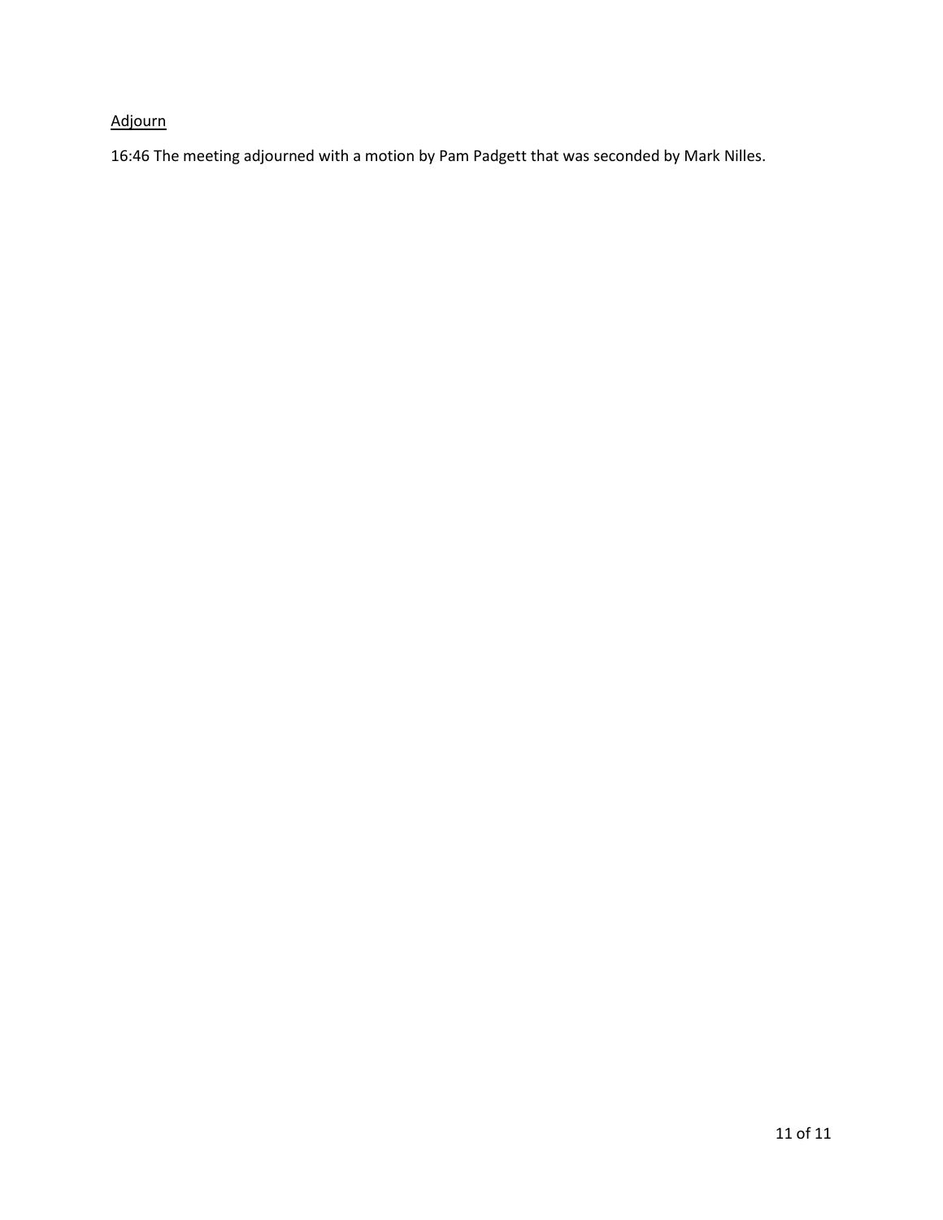<u>Adjourn</u>

16:46 The meeting adjourned with a motion by Pam Padgett that was seconded by Mark Nilles.